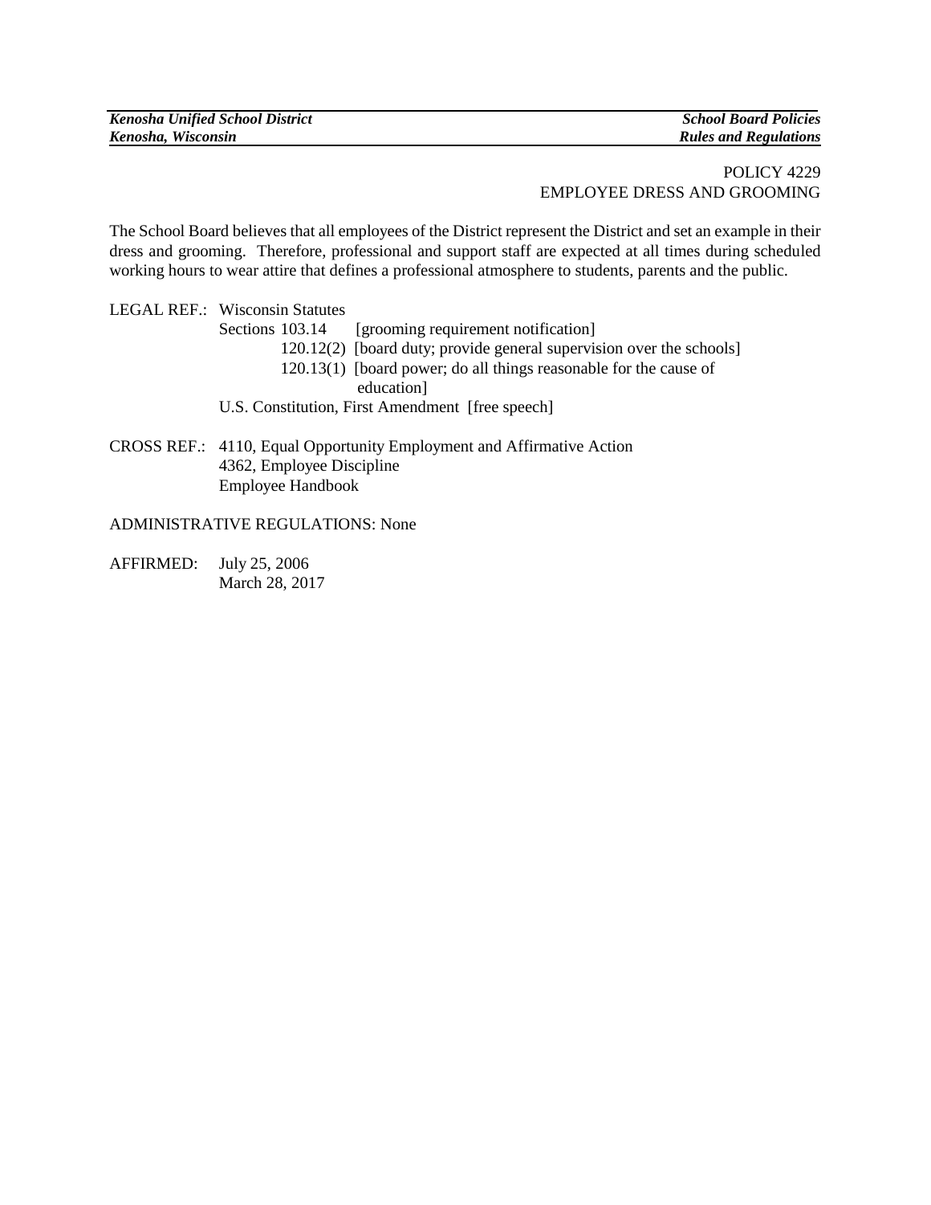POLICY 4229
EMPLOYEE DRESS AND GROOMING

The School Board believes that all employees of the District represent the District and set an example in their dress and grooming. Therefore, professional and support staff are expected at all times during scheduled working hours to wear attire that defines a professional atmosphere to students, parents and the public.

LEGAL REF.: Wisconsin Statutes
Sections 103.14 [grooming requirement notification]
120.12(2) [board duty; provide general supervision over the schools]
120.13(1) [board power; do all things reasonable for the cause of education]
U.S. Constitution, First Amendment [free speech]

CROSS REF.: 4110, Equal Opportunity Employment and Affirmative Action
4362, Employee Discipline
Employee Handbook

ADMINISTRATIVE REGULATIONS: None

AFFIRMED: July 25, 2006
March 28, 2017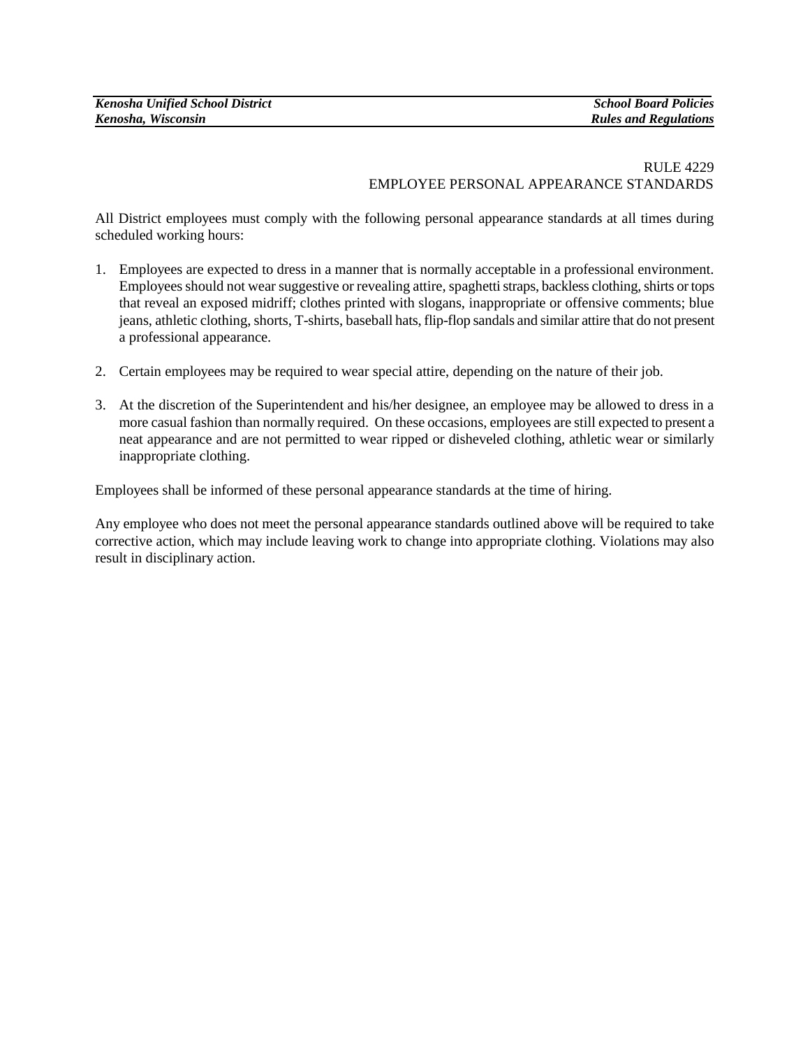RULE 4229
EMPLOYEE PERSONAL APPEARANCE STANDARDS

All District employees must comply with the following personal appearance standards at all times during scheduled working hours:

1. Employees are expected to dress in a manner that is normally acceptable in a professional environment. Employees should not wear suggestive or revealing attire, spaghetti straps, backless clothing, shirts or tops that reveal an exposed midriff; clothes printed with slogans, inappropriate or offensive comments; blue jeans, athletic clothing, shorts, T-shirts, baseball hats, flip-flop sandals and similar attire that do not present a professional appearance.

2. Certain employees may be required to wear special attire, depending on the nature of their job.

3. At the discretion of the Superintendent and his/her designee, an employee may be allowed to dress in a more casual fashion than normally required. On these occasions, employees are still expected to present a neat appearance and are not permitted to wear ripped or disheveled clothing, athletic wear or similarly inappropriate clothing.

Employees shall be informed of these personal appearance standards at the time of hiring.

Any employee who does not meet the personal appearance standards outlined above will be required to take corrective action, which may include leaving work to change into appropriate clothing. Violations may also result in disciplinary action.